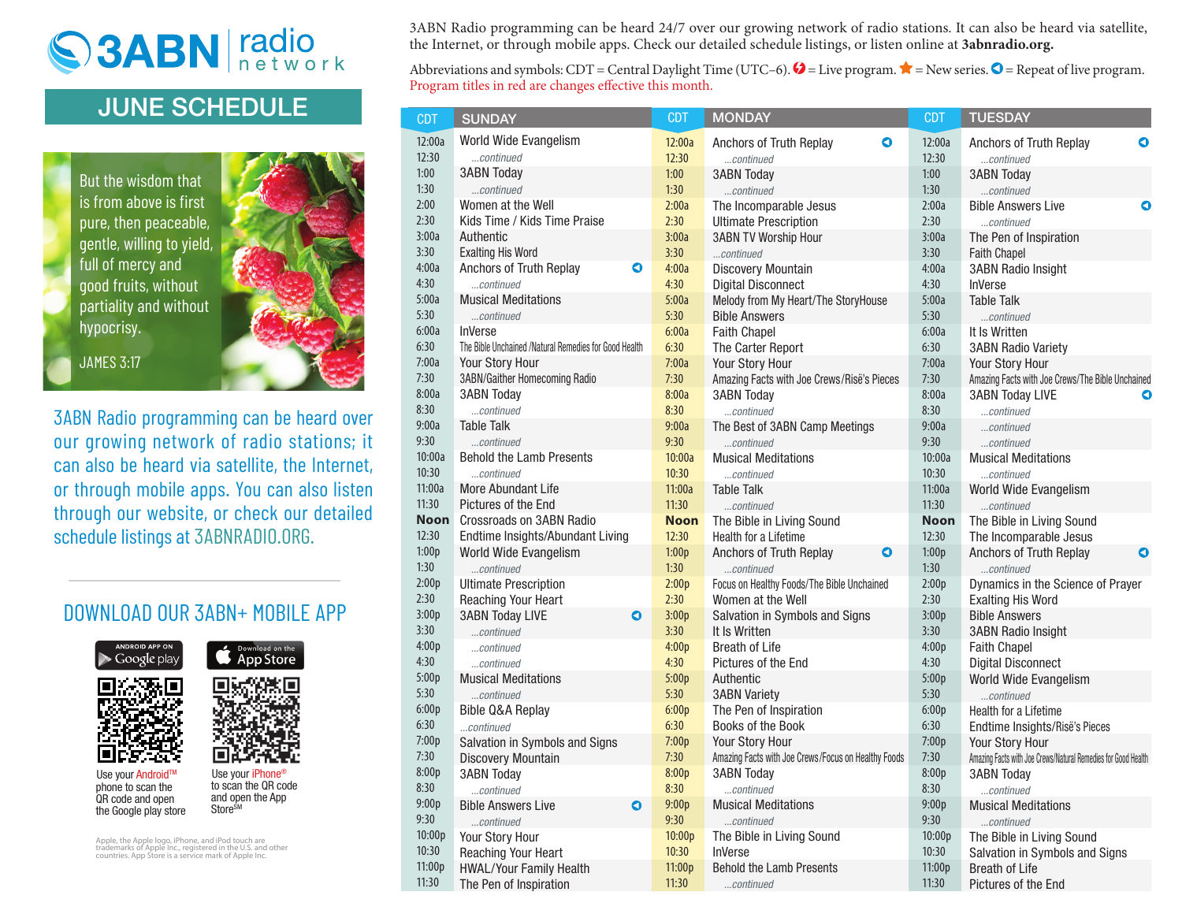# 3ABN radio network

## JUNE SCHEDULE

But the wisdom that is from above is first pure, then peaceable, gentle, willing to yield, full of mercy and good fruits, without partiality and without hypocrisy.

JAMES 3:17

3ABN Radio programming can be heard over our growing network of radio stations; it can also be heard via satellite, the Internet, or through mobile apps. You can also listen through our website, or check our detailed schedule listings at 3ABNRADIO.ORG.

## DOWNLOAD OUR 3ABN+ MOBILE APP

ANDROID APP ON Google play — Use your Android™ phone to scan the QR code and open the Google play store

Download on the App Store — Use your iPhone® to scan the QR code and open the App Store℠

Apple, the Apple logo, iPhone, and iPod touch are trademarks of Apple Inc., registered in the U.S. and other countries. App Store is a service mark of Apple Inc.

3ABN Radio programming can be heard 24/7 over our growing network of radio stations. It can also be heard via satellite, the Internet, or through mobile apps. Check our detailed schedule listings, or listen online at **3abnradio.org.**

Abbreviations and symbols: CDT = Central Daylight Time (UTC–6). ⚡ = Live program. ★ = New series. ◀ = Repeat of live program.
Program titles in red are changes effective this month.

| CDT | SUNDAY | CDT | MONDAY | CDT | TUESDAY |
|---|---|---|---|---|---|
| 12:00a | World Wide Evangelism | 12:00a | Anchors of Truth Replay ◀ | 12:00a | Anchors of Truth Replay ◀ |
| 12:30 | ...continued | 12:30 | ...continued | 12:30 | ...continued |
| 1:00 | 3ABN Today | 1:00 | 3ABN Today | 1:00 | 3ABN Today |
| 1:30 | ...continued | 1:30 | ...continued | 1:30 | ...continued |
| 2:00 | Women at the Well | 2:00a | The Incomparable Jesus | 2:00a | Bible Answers Live ◀ |
| 2:30 | Kids Time / Kids Time Praise | 2:30 | Ultimate Prescription | 2:30 | ...continued |
| 3:00a | Authentic | 3:00a | 3ABN TV Worship Hour | 3:00a | The Pen of Inspiration |
| 3:30 | Exalting His Word | 3:30 | ...continued | 3:30 | Faith Chapel |
| 4:00a | Anchors of Truth Replay ◀ | 4:00a | Discovery Mountain | 4:00a | 3ABN Radio Insight |
| 4:30 | ...continued | 4:30 | Digital Disconnect | 4:30 | InVerse |
| 5:00a | Musical Meditations | 5:00a | Melody from My Heart/The StoryHouse | 5:00a | Table Talk |
| 5:30 | ...continued | 5:30 | Bible Answers | 5:30 | ...continued |
| 6:00a | InVerse | 6:00a | Faith Chapel | 6:00a | It Is Written |
| 6:30 | The Bible Unchained /Natural Remedies for Good Health | 6:30 | The Carter Report | 6:30 | 3ABN Radio Variety |
| 7:00a | Your Story Hour | 7:00a | Your Story Hour | 7:00a | Your Story Hour |
| 7:30 | 3ABN/Gaither Homecoming Radio | 7:30 | Amazing Facts with Joe Crews/Risë's Pieces | 7:30 | Amazing Facts with Joe Crews/The Bible Unchained |
| 8:00a | 3ABN Today | 8:00a | 3ABN Today | 8:00a | 3ABN Today LIVE ◀ |
| 8:30 | ...continued | 8:30 | ...continued | 8:30 | ...continued |
| 9:00a | Table Talk | 9:00a | The Best of 3ABN Camp Meetings | 9:00a | ...continued |
| 9:30 | ...continued | 9:30 | ...continued | 9:30 | ...continued |
| 10:00a | Behold the Lamb Presents | 10:00a | Musical Meditations | 10:00a | Musical Meditations |
| 10:30 | ...continued | 10:30 | ...continued | 10:30 | ...continued |
| 11:00a | More Abundant Life | 11:00a | Table Talk | 11:00a | World Wide Evangelism |
| 11:30 | Pictures of the End | 11:30 | ...continued | 11:30 | ...continued |
| Noon | Crossroads on 3ABN Radio | Noon | The Bible in Living Sound | Noon | The Bible in Living Sound |
| 12:30 | Endtime Insights/Abundant Living | 12:30 | Health for a Lifetime | 12:30 | The Incomparable Jesus |
| 1:00p | World Wide Evangelism | 1:00p | Anchors of Truth Replay ◀ | 1:00p | Anchors of Truth Replay ◀ |
| 1:30 | ...continued | 1:30 | ...continued | 1:30 | ...continued |
| 2:00p | Ultimate Prescription | 2:00p | Focus on Healthy Foods/The Bible Unchained | 2:00p | Dynamics in the Science of Prayer |
| 2:30 | Reaching Your Heart | 2:30 | Women at the Well | 2:30 | Exalting His Word |
| 3:00p | 3ABN Today LIVE ◀ | 3:00p | Salvation in Symbols and Signs | 3:00p | Bible Answers |
| 3:30 | ...continued | 3:30 | It Is Written | 3:30 | 3ABN Radio Insight |
| 4:00p | ...continued | 4:00p | Breath of Life | 4:00p | Faith Chapel |
| 4:30 | ...continued | 4:30 | Pictures of the End | 4:30 | Digital Disconnect |
| 5:00p | Musical Meditations | 5:00p | Authentic | 5:00p | World Wide Evangelism |
| 5:30 | ...continued | 5:30 | 3ABN Variety | 5:30 | ...continued |
| 6:00p | Bible Q&A Replay | 6:00p | The Pen of Inspiration | 6:00p | Health for a Lifetime |
| 6:30 | ...continued | 6:30 | Books of the Book | 6:30 | Endtime Insights/Risë's Pieces |
| 7:00p | Salvation in Symbols and Signs | 7:00p | Your Story Hour | 7:00p | Your Story Hour |
| 7:30 | Discovery Mountain | 7:30 | Amazing Facts with Joe Crews/Focus on Healthy Foods | 7:30 | Amazing Facts with Joe Crews/Natural Remedies for Good Health |
| 8:00p | 3ABN Today | 8:00p | 3ABN Today | 8:00p | 3ABN Today |
| 8:30 | ...continued | 8:30 | ...continued | 8:30 | ...continued |
| 9:00p | Bible Answers Live ◀ | 9:00p | Musical Meditations | 9:00p | Musical Meditations |
| 9:30 | ...continued | 9:30 | ...continued | 9:30 | ...continued |
| 10:00p | Your Story Hour | 10:00p | The Bible in Living Sound | 10:00p | The Bible in Living Sound |
| 10:30 | Reaching Your Heart | 10:30 | InVerse | 10:30 | Salvation in Symbols and Signs |
| 11:00p | HWAL/Your Family Health | 11:00p | Behold the Lamb Presents | 11:00p | Breath of Life |
| 11:30 | The Pen of Inspiration | 11:30 | ...continued | 11:30 | Pictures of the End |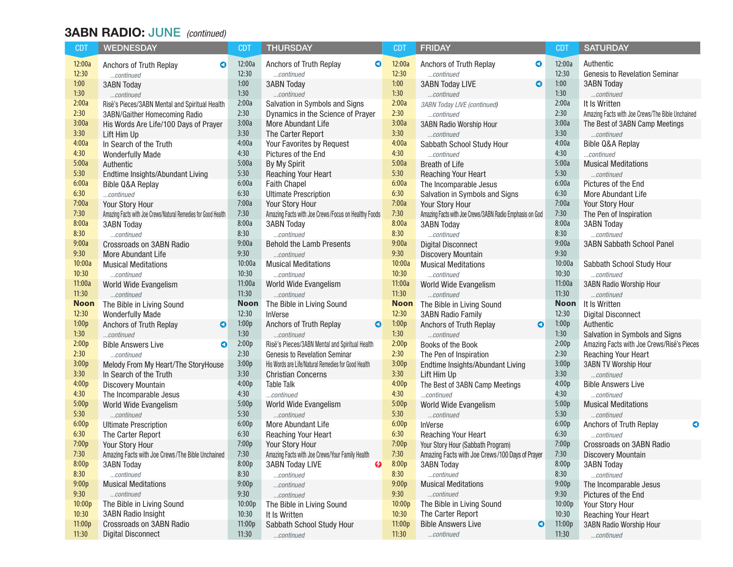## 3ABN RADIO: JUNE *(continued)*

| CDT | WEDNESDAY | CDT | THURSDAY | CDT | FRIDAY | CDT | SATURDAY |
|---|---|---|---|---|---|---|---|
| 12:00a | Anchors of Truth Replay | 12:00a | Anchors of Truth Replay | 12:00a | Anchors of Truth Replay | 12:00a | Authentic |
| 12:30 | ...continued | 12:30 | ...continued | 12:30 | ...continued | 12:30 | Genesis to Revelation Seminar |
| 1:00 | 3ABN Today | 1:00 | 3ABN Today | 1:00 | 3ABN Today LIVE | 1:00 | 3ABN Today |
| 1:30 | ...continued | 1:30 | ...continued | 1:30 | ...continued | 1:30 | ...continued |
| 2:00a | Risë's Pieces/3ABN Mental and Spiritual Health | 2:00a | Salvation in Symbols and Signs | 2:00a | *3ABN Today LIVE (continued)* | 2:00a | It Is Written |
| 2:30 | 3ABN/Gaither Homecoming Radio | 2:30 | Dynamics in the Science of Prayer | 2:30 | ...continued | 2:30 | Amazing Facts with Joe Crews/The Bible Unchained |
| 3:00a | His Words Are Life/100 Days of Prayer | 3:00a | More Abundant Life | 3:00a | 3ABN Radio Worship Hour | 3:00a | The Best of 3ABN Camp Meetings |
| 3:30 | Lift Him Up | 3:30 | The Carter Report | 3:30 | ...continued | 3:30 | ...continued |
| 4:00a | In Search of the Truth | 4:00a | Your Favorites by Request | 4:00a | Sabbath School Study Hour | 4:00a | Bible Q&A Replay |
| 4:30 | Wonderfully Made | 4:30 | Pictures of the End | 4:30 | ...continued | 4:30 | ...continued |
| 5:00a | Authentic | 5:00a | By My Spirit | 5:00a | Breath of Life | 5:00a | Musical Meditations |
| 5:30 | Endtime Insights/Abundant Living | 5:30 | Reaching Your Heart | 5:30 | Reaching Your Heart | 5:30 | ...continued |
| 6:00a | Bible Q&A Replay | 6:00a | Faith Chapel | 6:00a | The Incomparable Jesus | 6:00a | Pictures of the End |
| 6:30 | ...continued | 6:30 | Ultimate Prescription | 6:30 | Salvation in Symbols and Signs | 6:30 | More Abundant Life |
| 7:00a | Your Story Hour | 7:00a | Your Story Hour | 7:00a | Your Story Hour | 7:00a | Your Story Hour |
| 7:30 | Amazing Facts with Joe Crews/Natural Remedies for Good Health | 7:30 | Amazing Facts with Joe Crews/Focus on Healthy Foods | 7:30 | Amazing Facts with Joe Crews/3ABN Radio Emphasis on God | 7:30 | The Pen of Inspiration |
| 8:00a | 3ABN Today | 8:00a | 3ABN Today | 8:00a | 3ABN Today | 8:00a | 3ABN Today |
| 8:30 | ...continued | 8:30 | ...continued | 8:30 | ...continued | 8:30 | ...continued |
| 9:00a | Crossroads on 3ABN Radio | 9:00a | Behold the Lamb Presents | 9:00a | Digital Disconnect | 9:00a | 3ABN Sabbath School Panel |
| 9:30 | More Abundant Life | 9:30 | ...continued | 9:30 | Discovery Mountain | 9:30 | |
| 10:00a | Musical Meditations | 10:00a | Musical Meditations | 10:00a | Musical Meditations | 10:00a | Sabbath School Study Hour |
| 10:30 | ...continued | 10:30 | ...continued | 10:30 | ...continued | 10:30 | ...continued |
| 11:00a | World Wide Evangelism | 11:00a | World Wide Evangelism | 11:00a | World Wide Evangelism | 11:00a | 3ABN Radio Worship Hour |
| 11:30 | ...continued | 11:30 | ...continued | 11:30 | ...continued | 11:30 | ...continued |
| **Noon** | The Bible in Living Sound | **Noon** | The Bible in Living Sound | **Noon** | The Bible in Living Sound | **Noon** | It Is Written |
| 12:30 | Wonderfully Made | 12:30 | InVerse | 12:30 | 3ABN Radio Family | 12:30 | Digital Disconnect |
| 1:00p | Anchors of Truth Replay | 1:00p | Anchors of Truth Replay | 1:00p | Anchors of Truth Replay | 1:00p | Authentic |
| 1:30 | ...continued | 1:30 | ...continued | 1:30 | ...continued | 1:30 | Salvation in Symbols and Signs |
| 2:00p | Bible Answers Live | 2:00p | Risë's Pieces/3ABN Mental and Spiritual Health | 2:00p | Books of the Book | 2:00p | Amazing Facts with Joe Crews/Risë's Pieces |
| 2:30 | ...continued | 2:30 | Genesis to Revelation Seminar | 2:30 | The Pen of Inspiration | 2:30 | Reaching Your Heart |
| 3:00p | Melody From My Heart/The StoryHouse | 3:00p | His Words are Life/Natural Remedies for Good Health | 3:00p | Endtime Insights/Abundant Living | 3:00p | 3ABN TV Worship Hour |
| 3:30 | In Search of the Truth | 3:30 | Christian Concerns | 3:30 | Lift Him Up | 3:30 | ...continued |
| 4:00p | Discovery Mountain | 4:00p | Table Talk | 4:00p | The Best of 3ABN Camp Meetings | 4:00p | Bible Answers Live |
| 4:30 | The Incomparable Jesus | 4:30 | ...continued | 4:30 | ...continued | 4:30 | ...continued |
| 5:00p | World Wide Evangelism | 5:00p | World Wide Evangelism | 5:00p | World Wide Evangelism | 5:00p | Musical Meditations |
| 5:30 | ...continued | 5:30 | ...continued | 5:30 | ...continued | 5:30 | ...continued |
| 6:00p | Ultimate Prescription | 6:00p | More Abundant Life | 6:00p | InVerse | 6:00p | Anchors of Truth Replay |
| 6:30 | The Carter Report | 6:30 | Reaching Your Heart | 6:30 | Reaching Your Heart | 6:30 | ...continued |
| 7:00p | Your Story Hour | 7:00p | Your Story Hour | 7:00p | Your Story Hour (Sabbath Program) | 7:00p | Crossroads on 3ABN Radio |
| 7:30 | Amazing Facts with Joe Crews/The Bible Unchained | 7:30 | Amazing Facts with Joe Crews/Your Family Health | 7:30 | Amazing Facts with Joe Crews/100 Days of Prayer | 7:30 | Discovery Mountain |
| 8:00p | 3ABN Today | 8:00p | 3ABN Today LIVE | 8:00p | 3ABN Today | 8:00p | 3ABN Today |
| 8:30 | ...continued | 8:30 | ...continued | 8:30 | ...continued | 8:30 | ...continued |
| 9:00p | Musical Meditations | 9:00p | ...continued | 9:00p | Musical Meditations | 9:00p | The Incomparable Jesus |
| 9:30 | ...continued | 9:30 | ...continued | 9:30 | ...continued | 9:30 | Pictures of the End |
| 10:00p | The Bible in Living Sound | 10:00p | The Bible in Living Sound | 10:00p | The Bible in Living Sound | 10:00p | Your Story Hour |
| 10:30 | 3ABN Radio Insight | 10:30 | It Is Written | 10:30 | The Carter Report | 10:30 | Reaching Your Heart |
| 11:00p | Crossroads on 3ABN Radio | 11:00p | Sabbath School Study Hour | 11:00p | Bible Answers Live | 11:00p | 3ABN Radio Worship Hour |
| 11:30 | Digital Disconnect | 11:30 | ...continued | 11:30 | ...continued | 11:30 | ...continued |